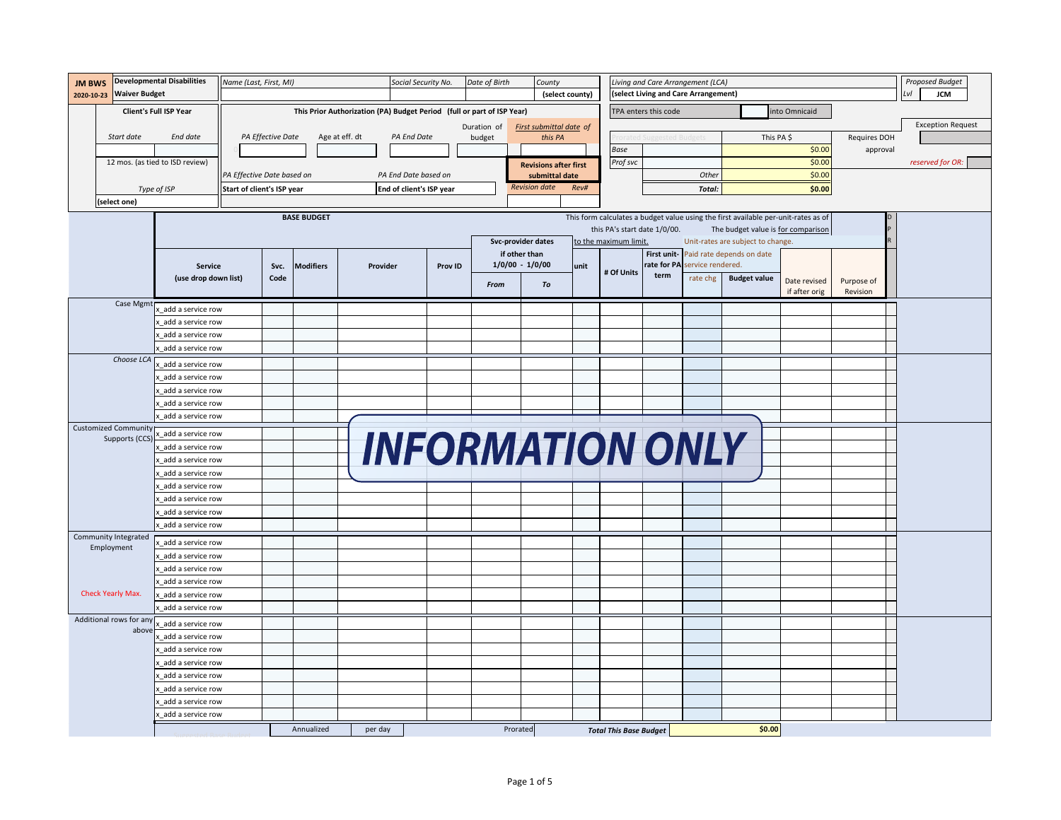**JM BWS 2020-10-23** **Developmental Disabilities Waiver Budget**

| Name (Last, First, MI) | Social Security No. | Date of Birth | County | Living and Care Arrangement (LCA) | Proposed Budget |
|---|---|---|---|---|---|
| | | | (select county) | (select Living and Care Arrangement) | Lvl JCM |

| Client's Full ISP Year | | This Prior Authorization (PA) Budget Period (full or part of ISP Year) | | | | | |
|---|---|---|---|---|---|---|---|
| Start date | End date | PA Effective Date | Age at eff. dt | PA End Date | Duration of budget | First submittal date of this PA | |
| 12 mos. (as tied to ISD review) | | PA Effective Date based on | | PA End Date based on | | Revisions after first submittal date | |
| Type of ISP | | Start of client's ISP year | | End of client's ISP year | | Revision date | Rev# |
| (select one) | | | | | | | |

TPA enters this code into Omnicaid

| Prorated Suggested Budgets | | This PA $ | Requires DOH approval |
|---|---|---|---|
| Base | | $0.00 | |
| Prof svc | | $0.00 | |
| | Other | $0.00 | |
| | Total: | $0.00 | |

Exception Request

reserved for OR:

## BASE BUDGET

This form calculates a budget value using the first available per-unit-rates as of this PA's start date 1/0/00. The budget value is for comparison to the maximum limit. Unit-rates are subject to change.

| | Service (use drop down list) | Svc. Code | Modifiers | Provider | Prov ID | Svc-provider dates if other than 1/0/00 - 1/0/00 From | To | unit | # Of Units | First unit-rate for PA term | Paid rate depends on date service rendered. rate chg | Budget value | Date revised if after orig | Purpose of Revision |
|---|---|---|---|---|---|---|---|---|---|---|---|---|---|---|
| Case Mgmt | x_add a service row | | | | | | | | | | | | | |
| | x_add a service row | | | | | | | | | | | | | |
| | x_add a service row | | | | | | | | | | | | | |
| | x_add a service row | | | | | | | | | | | | | |
| Choose LCA | x_add a service row | | | | | | | | | | | | | |
| | x_add a service row | | | | | | | | | | | | | |
| | x_add a service row | | | | | | | | | | | | | |
| | x_add a service row | | | | | | | | | | | | | |
| | x_add a service row | | | | | | | | | | | | | |
| Customized Community Supports (CCS) | x_add a service row | | | | | | | | | | | | | |
| | x_add a service row | | | | | | | | | | | | | |
| | x_add a service row | | | | | | | | | | | | | |
| | x_add a service row | | | | | | | | | | | | | |
| | x_add a service row | | | | | | | | | | | | | |
| | x_add a service row | | | | | | | | | | | | | |
| | x_add a service row | | | | | | | | | | | | | |
| | x_add a service row | | | | | | | | | | | | | |
| Community Integrated Employment | x_add a service row | | | | | | | | | | | | | |
| | x_add a service row | | | | | | | | | | | | | |
| | x_add a service row | | | | | | | | | | | | | |
| | x_add a service row | | | | | | | | | | | | | |
| Check Yearly Max. | x_add a service row | | | | | | | | | | | | | |
| | x_add a service row | | | | | | | | | | | | | |
| Additional rows for any above | x_add a service row | | | | | | | | | | | | | |
| | x_add a service row | | | | | | | | | | | | | |
| | x_add a service row | | | | | | | | | | | | | |
| | x_add a service row | | | | | | | | | | | | | |
| | x_add a service row | | | | | | | | | | | | | |
| | x_add a service row | | | | | | | | | | | | | |
| | x_add a service row | | | | | | | | | | | | | |
| | x_add a service row | | | | | | | | | | | | | |

INFORMATION ONLY

| Annualized | per day | Prorated | Total This Base Budget | $0.00 |
|---|---|---|---|---|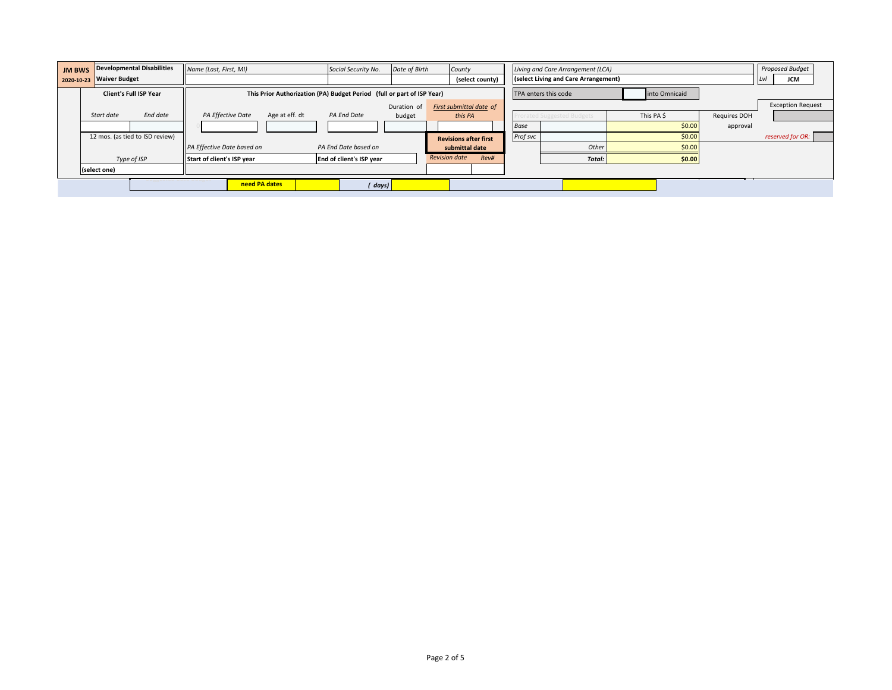**JM BWS** **2020-10-23**

**Developmental Disabilities Waiver Budget**

| Name (Last, First, MI) | Social Security No. | Date of Birth | County |
|---|---|---|---|
| | | | **(select county)** |

| Living and Care Arrangement (LCA) | Proposed Budget |
|---|---|
| **(select Living and Care Arrangement)** | Lvl **JCM** |

**Client's Full ISP Year**

| Start date | End date |
|---|---|
| | |

12 mos. (as tied to ISD review)

Type of ISP

**(select one)**

**This Prior Authorization (PA) Budget Period (full or part of ISP Year)**

| PA Effective Date | Age at eff. dt | PA End Date | Duration of budget | First submittal date of this PA |
|---|---|---|---|---|
| 0 | | | | |

| PA Effective Date based on | PA End Date based on | **Revisions after first submittal date** | |
|---|---|---|---|
| **Start of client's ISP year** | **End of client's ISP year** | Revision date | Rev# |
| | | | |

TPA enters this code [ ] into Omnicaid

| | Prorated Suggested Budgets | This PA $ | Requires DOH approval |
|---|---|---|---|
| Base | | $0.00 | |
| Prof svc | | $0.00 | |
| | Other | $0.00 | |
| | **Total:** | **$0.00** | |

Exception Request

reserved for OR:

**need PA dates** ( days)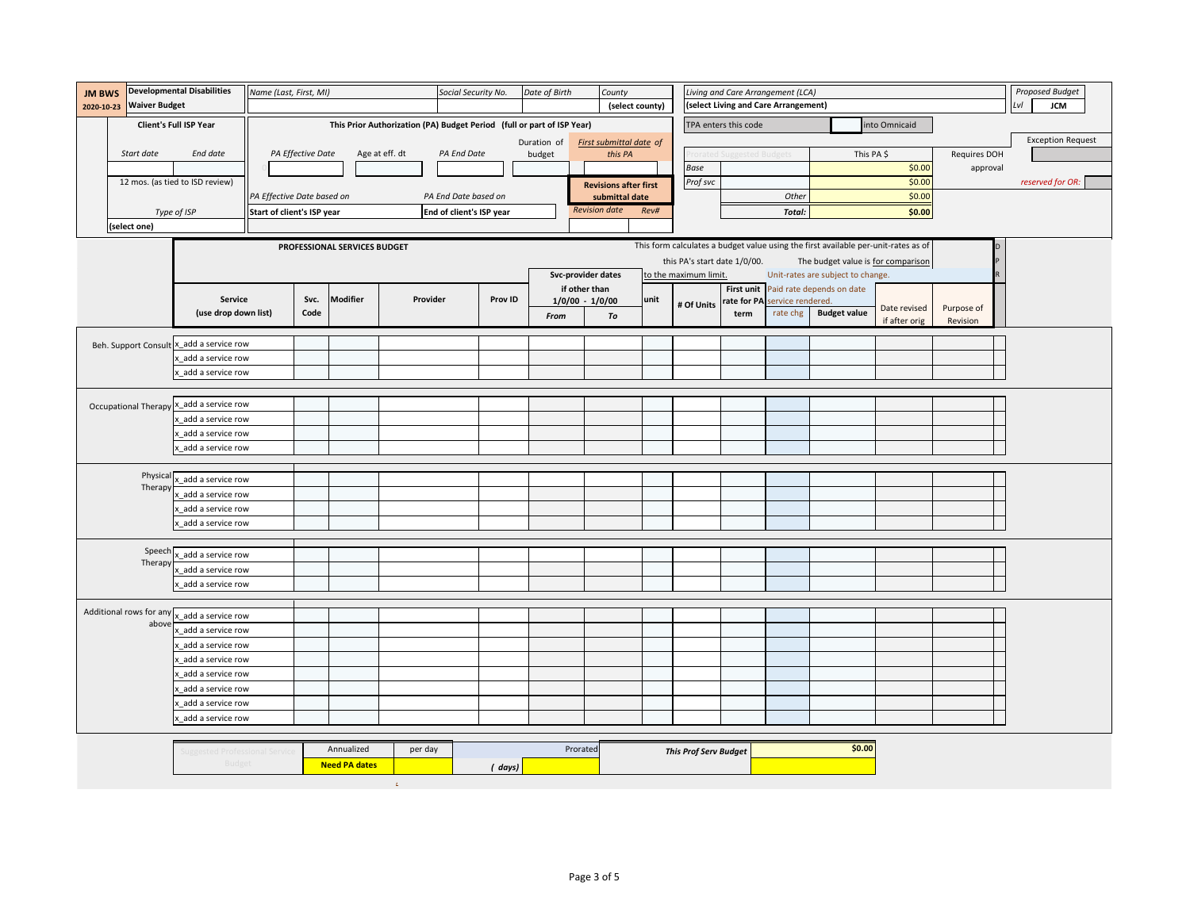| JM BWS 2020-10-23 | Developmental Disabilities Waiver Budget | Name (Last, First, MI) | Social Security No. | Date of Birth | County (select county) | Living and Care Arrangement (LCA) (select Living and Care Arrangement) | Proposed Budget Lvl JCM |
|---|---|---|---|---|---|---|---|

| Client's Full ISP Year | | This Prior Authorization (PA) Budget Period (full or part of ISP Year) | | | | | | TPA enters this code | | into Omnicaid | |
|---|---|---|---|---|---|---|---|---|---|---|---|
| Start date | End date | PA Effective Date | Age at eff. dt | PA End Date | Duration of budget | First submittal date of this PA | | Prorated Suggested Budgets | This PA $ | Requires DOH approval | Exception Request |
| | | 0 | | | | | | Base | $0.00 | | |
| 12 mos. (as tied to ISD review) | | PA Effective Date based on | | PA End Date based on | | Revisions after first submittal date | | Prof svc | $0.00 | | reserved for OR: |
| Type of ISP | | Start of client's ISP year | | End of client's ISP year | | Revision date | Rev# | Other | $0.00 | | |
| (select one) | | | | | | | | Total: | $0.00 | | |

## PROFESSIONAL SERVICES BUDGET

This form calculates a budget value using the first available per-unit-rates as of this PA's start date 1/0/00. The budget value is for comparison to the maximum limit. Unit-rates are subject to change.

| | Service (use drop down list) | Svc. Code | Modifier | Provider | Prov ID | Svc-provider dates if other than 1/0/00 - 1/0/00 From | To | unit | # Of Units | First unit rate for PA term | Paid rate depends on date service rendered. rate chg | Budget value | Date revised if after orig | Purpose of Revision |
|---|---|---|---|---|---|---|---|---|---|---|---|---|---|---|
| Beh. Support Consult | x_add a service row | | | | | | | | | | | | | |
| | x_add a service row | | | | | | | | | | | | | |
| | x_add a service row | | | | | | | | | | | | | |
| Occupational Therapy | x_add a service row | | | | | | | | | | | | | |
| | x_add a service row | | | | | | | | | | | | | |
| | x_add a service row | | | | | | | | | | | | | |
| | x_add a service row | | | | | | | | | | | | | |
| Physical Therapy | x_add a service row | | | | | | | | | | | | | |
| | x_add a service row | | | | | | | | | | | | | |
| | x_add a service row | | | | | | | | | | | | | |
| | x_add a service row | | | | | | | | | | | | | |
| Speech Therapy | x_add a service row | | | | | | | | | | | | | |
| | x_add a service row | | | | | | | | | | | | | |
| | x_add a service row | | | | | | | | | | | | | |
| Additional rows for any above | x_add a service row | | | | | | | | | | | | | |
| | x_add a service row | | | | | | | | | | | | | |
| | x_add a service row | | | | | | | | | | | | | |
| | x_add a service row | | | | | | | | | | | | | |
| | x_add a service row | | | | | | | | | | | | | |
| | x_add a service row | | | | | | | | | | | | | |
| | x_add a service row | | | | | | | | | | | | | |
| | x_add a service row | | | | | | | | | | | | | |

| Suggested Professional Service Budget | Annualized | per day | | Prorated | This Prof Serv Budget | $0.00 |
|---|---|---|---|---|---|---|
| | Need PA dates | | ( days) | | | |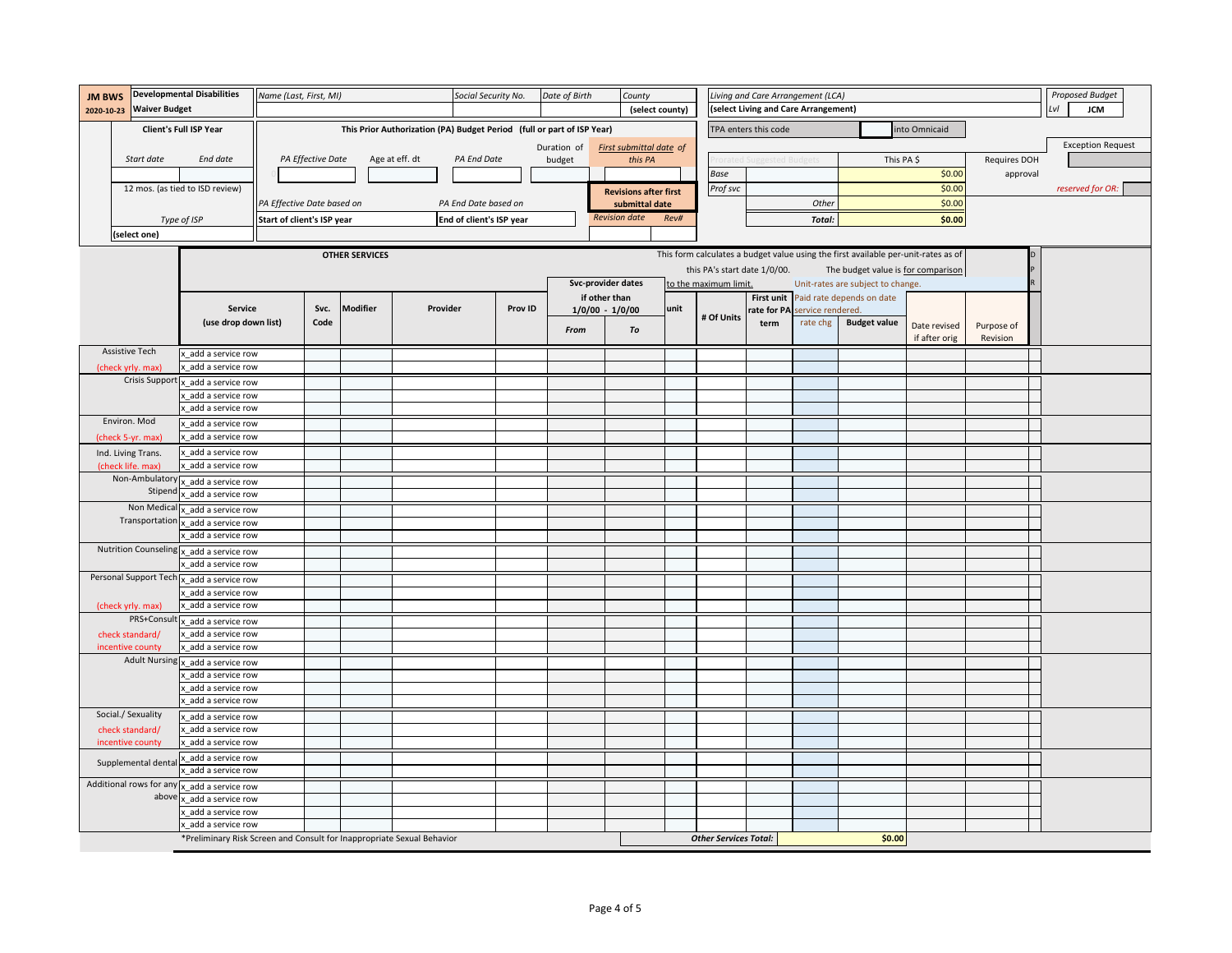| JM BWS 2020-10-23 | Developmental Disabilities Waiver Budget | Name (Last, First, MI) | Social Security No. | Date of Birth | County (select county) | Living and Care Arrangement (LCA) (select Living and Care Arrangement) | Proposed Budget Lvl JCM |
|---|---|---|---|---|---|---|---|

| Client's Full ISP Year | | This Prior Authorization (PA) Budget Period (full or part of ISP Year) | | | | | | TPA enters this code | | into Omnicaid |
|---|---|---|---|---|---|---|---|---|---|---|
| Start date | End date | PA Effective Date | Age at eff. dt | PA End Date | Duration of budget | First submittal date of this PA | | Prorated Suggested Budgets | This PA $ | Requires DOH approval |
| | | 0 | | | | | | Base | $0.00 | |
| 12 mos. (as tied to ISD review) | | PA Effective Date based on | | PA End Date based on | | Revisions after first submittal date | | Prof svc | $0.00 | |
| Type of ISP | | Start of client's ISP year | | End of client's ISP year | | Revision date | Rev# | Other | $0.00 | |
| (select one) | | | | | | | | Total: | $0.00 | |

Exception Request

reserved for OR:

**OTHER SERVICES**

This form calculates a budget value using the first available per-unit-rates as of this PA's start date 1/0/00. The budget value is for comparison to the maximum limit. Unit-rates are subject to change.

| | Service (use drop down list) | Svc. Code | Modifier | Provider | Prov ID | Svc-provider dates if other than 1/0/00 - 1/0/00 From | To | unit | # Of Units | First unit rate for PA term | Paid rate depends on date service rendered. rate chg | Budget value | Date revised if after orig | Purpose of Revision |
|---|---|---|---|---|---|---|---|---|---|---|---|---|---|---|
| Assistive Tech | x_add a service row | | | | | | | | | | | | | |
| (check yrly. max) | x_add a service row | | | | | | | | | | | | | |
| Crisis Support | x_add a service row | | | | | | | | | | | | | |
| | x_add a service row | | | | | | | | | | | | | |
| | x_add a service row | | | | | | | | | | | | | |
| Environ. Mod | x_add a service row | | | | | | | | | | | | | |
| (check 5-yr. max) | x_add a service row | | | | | | | | | | | | | |
| Ind. Living Trans. | x_add a service row | | | | | | | | | | | | | |
| (check life. max) | x_add a service row | | | | | | | | | | | | | |
| Non-Ambulatory | x_add a service row | | | | | | | | | | | | | |
| Stipend | x_add a service row | | | | | | | | | | | | | |
| Non Medical | x_add a service row | | | | | | | | | | | | | |
| Transportation | x_add a service row | | | | | | | | | | | | | |
| | x_add a service row | | | | | | | | | | | | | |
| Nutrition Counseling | x_add a service row | | | | | | | | | | | | | |
| | x_add a service row | | | | | | | | | | | | | |
| Personal Support Tech | x_add a service row | | | | | | | | | | | | | |
| | x_add a service row | | | | | | | | | | | | | |
| (check yrly. max) | x_add a service row | | | | | | | | | | | | | |
| PRS+Consult | x_add a service row | | | | | | | | | | | | | |
| check standard/ | x_add a service row | | | | | | | | | | | | | |
| incentive county | x_add a service row | | | | | | | | | | | | | |
| Adult Nursing | x_add a service row | | | | | | | | | | | | | |
| | x_add a service row | | | | | | | | | | | | | |
| | x_add a service row | | | | | | | | | | | | | |
| | x_add a service row | | | | | | | | | | | | | |
| Social./ Sexuality | x_add a service row | | | | | | | | | | | | | |
| check standard/ | x_add a service row | | | | | | | | | | | | | |
| incentive county | x_add a service row | | | | | | | | | | | | | |
| Supplemental dental | x_add a service row | | | | | | | | | | | | | |
| | x_add a service row | | | | | | | | | | | | | |
| Additional rows for any | x_add a service row | | | | | | | | | | | | | |
| above | x_add a service row | | | | | | | | | | | | | |
| | x_add a service row | | | | | | | | | | | | | |
| | x_add a service row | | | | | | | | | | | | | |

*Preliminary Risk Screen and Consult for Inappropriate Sexual Behavior

**Other Services Total:** $0.00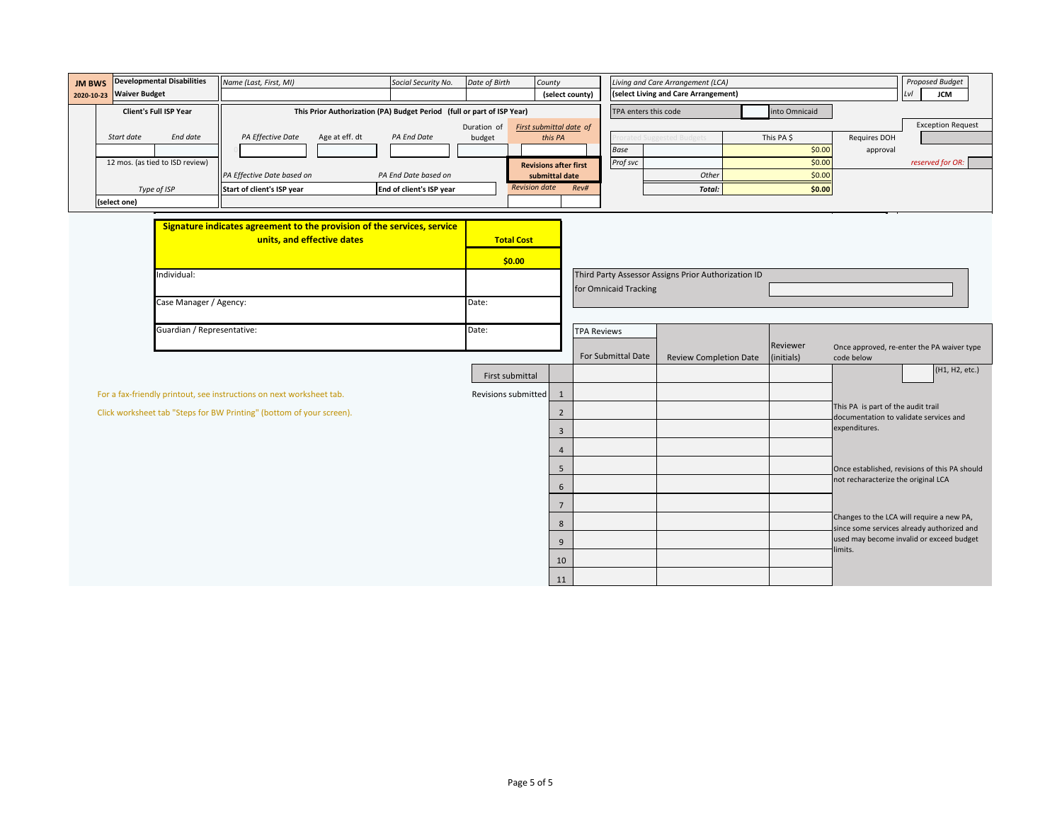| JM BWS 2020-10-23 | Developmental Disabilities Waiver Budget | Name (Last, First, MI) | Social Security No. | Date of Birth | County (select county) | Living and Care Arrangement (LCA) (select Living and Care Arrangement) | Proposed Budget Lvl JCM |
|---|---|---|---|---|---|---|---|

| Client's Full ISP Year | | This Prior Authorization (PA) Budget Period (full or part of ISP Year) | | | | | |
|---|---|---|---|---|---|---|---|
| Start date | End date | PA Effective Date | Age at eff. dt | PA End Date | Duration of budget | First submittal date of this PA | |
| 12 mos. (as tied to ISD review) | | PA Effective Date based on | | PA End Date based on | | Revisions after first submittal date | |
| Type of ISP | | Start of client's ISP year | | End of client's ISP year | | Revision date | Rev# |
| (select one) | | | | | | | |

TPA enters this code into Omnicaid

| Prorated Suggested Budgets | | This PA $ | Requires DOH approval | Exception Request |
|---|---|---|---|---|
| Base | | $0.00 | | |
| Prof svc | | $0.00 | | reserved for OR: |
| | Other | $0.00 | | |
| | Total: | $0.00 | | |

| Signature indicates agreement to the provision of the services, service units, and effective dates | Total Cost |
|---|---|
| | $0.00 |
| Individual: | |
| Case Manager / Agency: | Date: |
| Guardian / Representative: | Date: |

Third Party Assessor Assigns Prior Authorization ID for Omnicaid Tracking

| | | TPA Reviews For Submittal Date | Review Completion Date | Reviewer (initials) |
|---|---|---|---|---|
| First submittal | | | | |
| Revisions submitted | 1 | | | |
| | 2 | | | |
| | 3 | | | |
| | 4 | | | |
| | 5 | | | |
| | 6 | | | |
| | 7 | | | |
| | 8 | | | |
| | 9 | | | |
| | 10 | | | |
| | 11 | | | |

Once approved, re-enter the PA waiver type code below (H1, H2, etc.)

This PA is part of the audit trail documentation to validate services and expenditures.

Once established, revisions of this PA should not recharacterize the original LCA

Changes to the LCA will require a new PA, since some services already authorized and used may become invalid or exceed budget limits.

For a fax-friendly printout, see instructions on next worksheet tab.

Click worksheet tab "Steps for BW Printing" (bottom of your screen).